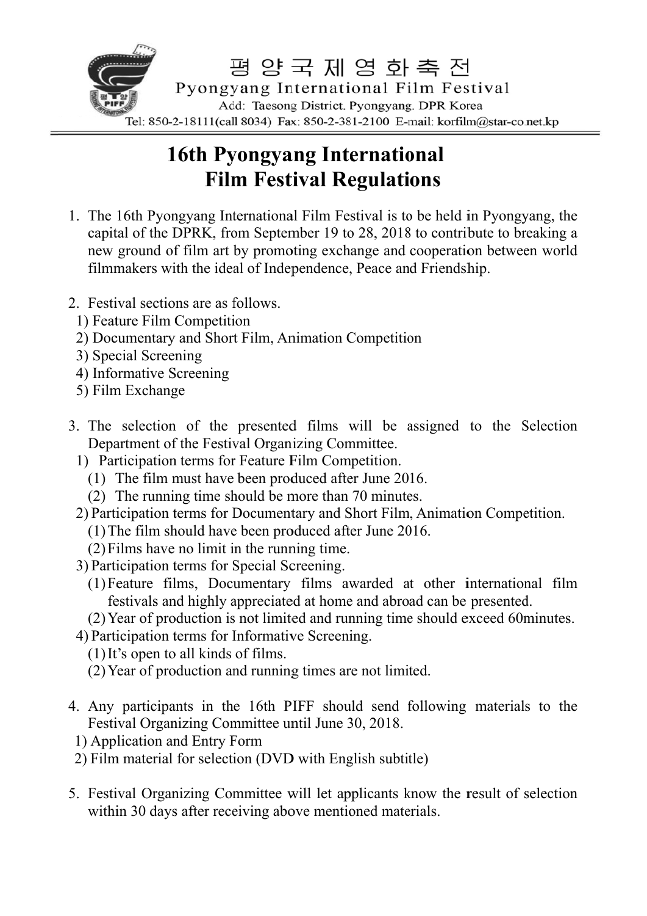평 양 국 제 영 화 축 전

Pyongyang International Film Festival

Add: Taesong District. Pyongyang. DPR Korea

Tel: 850-2-18111(call 8034) Fax: 850-2-381-2100 E-mail: korfilm@star-co.net.kp

# 16th Pyongyang International Film Festival Regulations

1. The 16th Pyongyang International Film Festival is to be held in Pyongyang, the capital of the DPRK, from September 19 to 28, 2018 to contribute to breaking a new ground of film art by promoting exchange and cooperation between world filmmakers with the ideal of Independence, Peace and Friendship.

2. Festival sections are as follows.
   1) Feature Film Competition
   2) Documentary and Short Film, Animation Competition
   3) Special Screening
   4) Informative Screening
   5) Film Exchange

3. The selection of the presented films will be assigned to the Selection Department of the Festival Organizing Committee.
   1) Participation terms for Feature Film Competition.
      (1) The film must have been produced after June 2016.
      (2) The running time should be more than 70 minutes.
   2) Participation terms for Documentary and Short Film, Animation Competition.
      (1) The film should have been produced after June 2016.
      (2) Films have no limit in the running time.
   3) Participation terms for Special Screening.
      (1) Feature films, Documentary films awarded at other international film festivals and highly appreciated at home and abroad can be presented.
      (2) Year of production is not limited and running time should exceed 60minutes.
   4) Participation terms for Informative Screening.
      (1) It's open to all kinds of films.
      (2) Year of production and running times are not limited.

4. Any participants in the 16th PIFF should send following materials to the Festival Organizing Committee until June 30, 2018.
   1) Application and Entry Form
   2) Film material for selection (DVD with English subtitle)

5. Festival Organizing Committee will let applicants know the result of selection within 30 days after receiving above mentioned materials.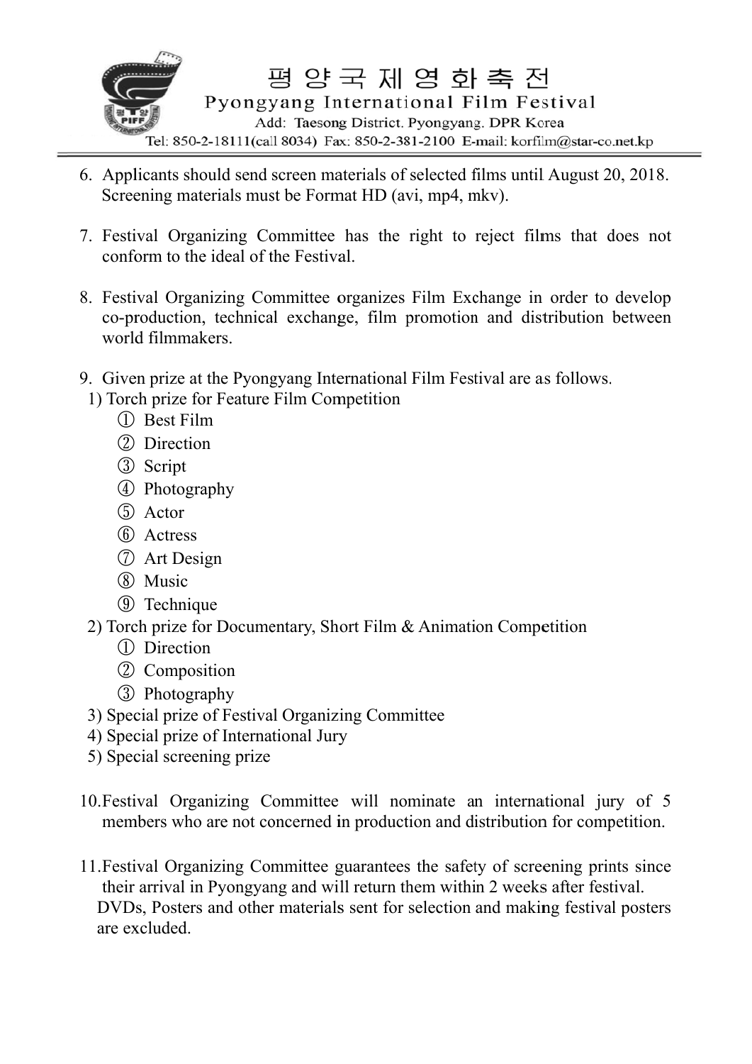6. Applicants should send screen materials of selected films until August 20, 2018. Screening materials must be Format HD (avi, mp4, mkv).

7. Festival Organizing Committee has the right to reject films that does not conform to the ideal of the Festival.

8. Festival Organizing Committee organizes Film Exchange in order to develop co-production, technical exchange, film promotion and distribution between world filmmakers.

9. Given prize at the Pyongyang International Film Festival are as follows.

   1) Torch prize for Feature Film Competition
      ① Best Film
      ② Direction
      ③ Script
      ④ Photography
      ⑤ Actor
      ⑥ Actress
      ⑦ Art Design
      ⑧ Music
      ⑨ Technique

   2) Torch prize for Documentary, Short Film & Animation Competition
      ① Direction
      ② Composition
      ③ Photography

   3) Special prize of Festival Organizing Committee

   4) Special prize of International Jury

   5) Special screening prize

10. Festival Organizing Committee will nominate an international jury of 5 members who are not concerned in production and distribution for competition.

11. Festival Organizing Committee guarantees the safety of screening prints since their arrival in Pyongyang and will return them within 2 weeks after festival. DVDs, Posters and other materials sent for selection and making festival posters are excluded.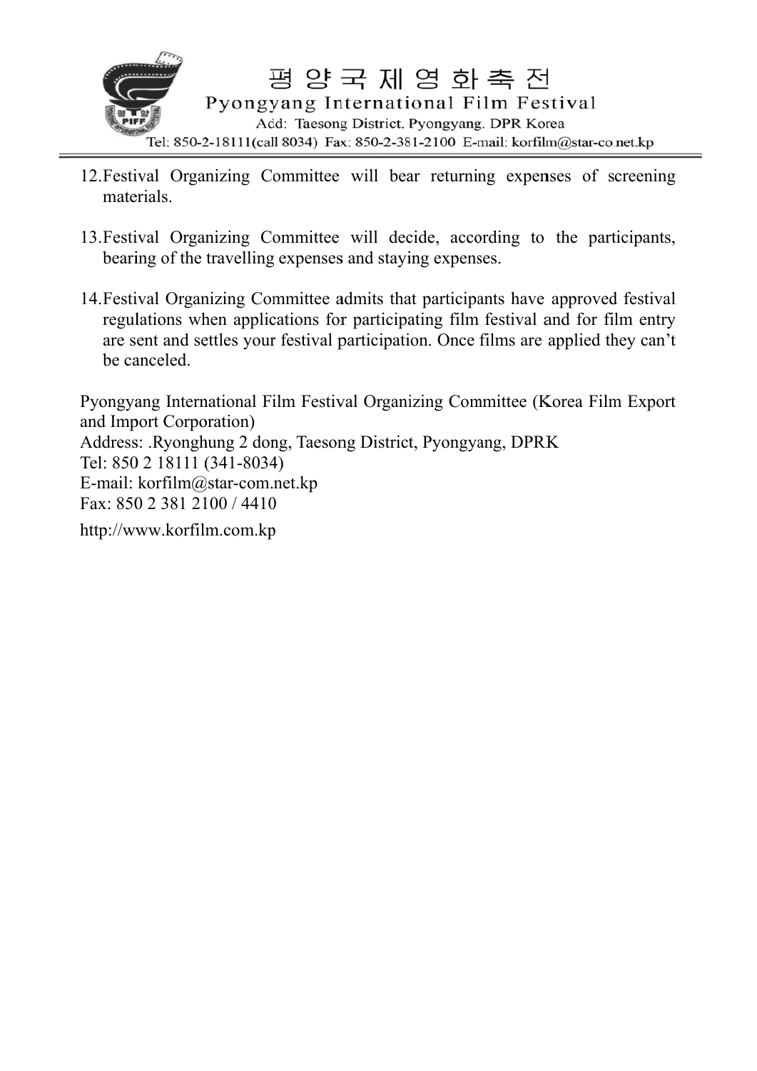12. Festival Organizing Committee will bear returning expenses of screening materials.

13. Festival Organizing Committee will decide, according to the participants, bearing of the travelling expenses and staying expenses.

14. Festival Organizing Committee admits that participants have approved festival regulations when applications for participating film festival and for film entry are sent and settles your festival participation. Once films are applied they can't be canceled.

Pyongyang International Film Festival Organizing Committee (Korea Film Export and Import Corporation)
Address: .Ryonghung 2 dong, Taesong District, Pyongyang, DPRK
Tel: 850 2 18111 (341-8034)
E-mail: korfilm@star-com.net.kp
Fax: 850 2 381 2100 / 4410

http://www.korfilm.com.kp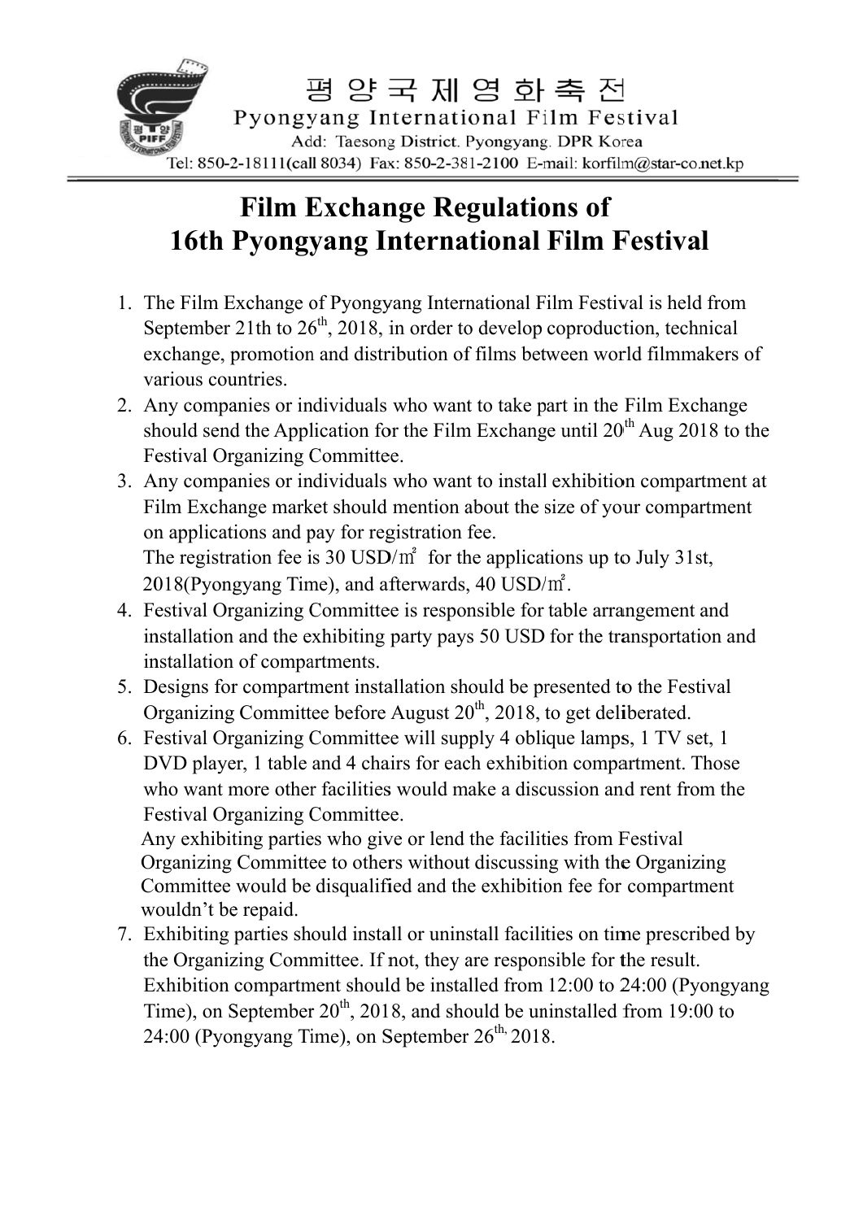평 양 국 제 영 화 축 전

Pyongyang International Film Festival

Add: Taesong District. Pyongyang. DPR Korea

Tel: 850-2-18111(call 8034) Fax: 850-2-381-2100 E-mail: korfilm@star-co.net.kp

# Film Exchange Regulations of 16th Pyongyang International Film Festival

1. The Film Exchange of Pyongyang International Film Festival is held from September 21th to 26th, 2018, in order to develop coproduction, technical exchange, promotion and distribution of films between world filmmakers of various countries.
2. Any companies or individuals who want to take part in the Film Exchange should send the Application for the Film Exchange until 20th Aug 2018 to the Festival Organizing Committee.
3. Any companies or individuals who want to install exhibition compartment at Film Exchange market should mention about the size of your compartment on applications and pay for registration fee.
   The registration fee is 30 USD/㎡ for the applications up to July 31st, 2018(Pyongyang Time), and afterwards, 40 USD/㎡.
4. Festival Organizing Committee is responsible for table arrangement and installation and the exhibiting party pays 50 USD for the transportation and installation of compartments.
5. Designs for compartment installation should be presented to the Festival Organizing Committee before August 20th, 2018, to get deliberated.
6. Festival Organizing Committee will supply 4 oblique lamps, 1 TV set, 1 DVD player, 1 table and 4 chairs for each exhibition compartment. Those who want more other facilities would make a discussion and rent from the Festival Organizing Committee.
   Any exhibiting parties who give or lend the facilities from Festival Organizing Committee to others without discussing with the Organizing Committee would be disqualified and the exhibition fee for compartment wouldn't be repaid.
7. Exhibiting parties should install or uninstall facilities on time prescribed by the Organizing Committee. If not, they are responsible for the result. Exhibition compartment should be installed from 12:00 to 24:00 (Pyongyang Time), on September 20th, 2018, and should be uninstalled from 19:00 to 24:00 (Pyongyang Time), on September 26th, 2018.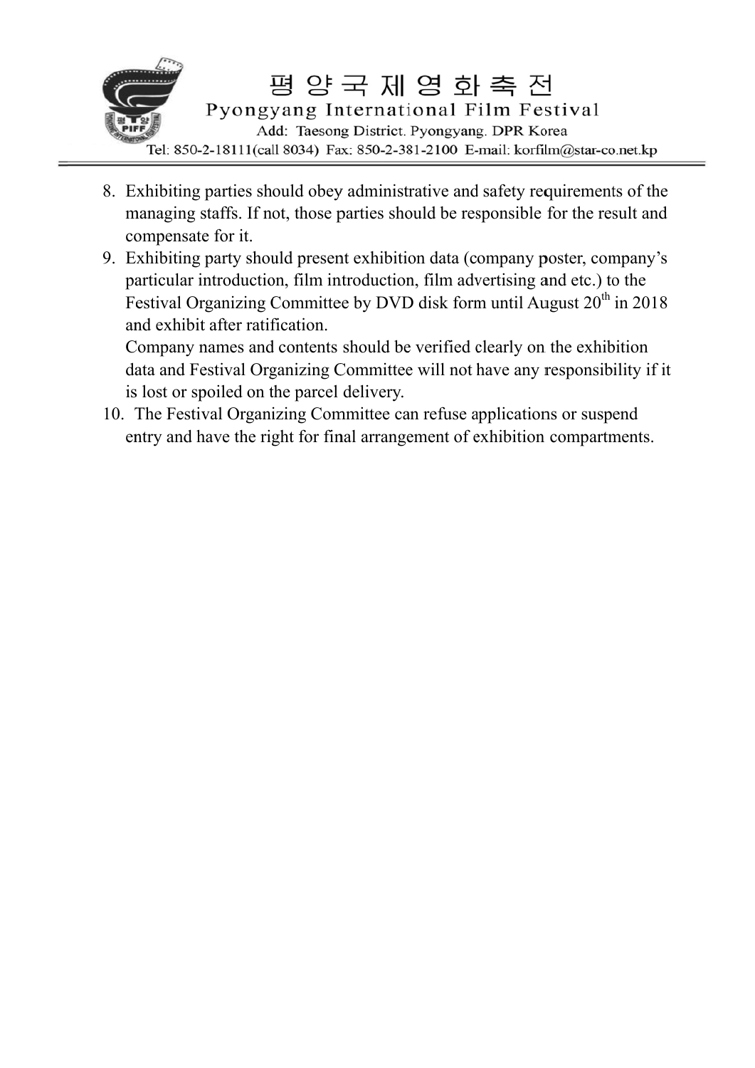8. Exhibiting parties should obey administrative and safety requirements of the managing staffs. If not, those parties should be responsible for the result and compensate for it.
9. Exhibiting party should present exhibition data (company poster, company's particular introduction, film introduction, film advertising and etc.) to the Festival Organizing Committee by DVD disk form until August 20th in 2018 and exhibit after ratification.

   Company names and contents should be verified clearly on the exhibition data and Festival Organizing Committee will not have any responsibility if it is lost or spoiled on the parcel delivery.
10. The Festival Organizing Committee can refuse applications or suspend entry and have the right for final arrangement of exhibition compartments.